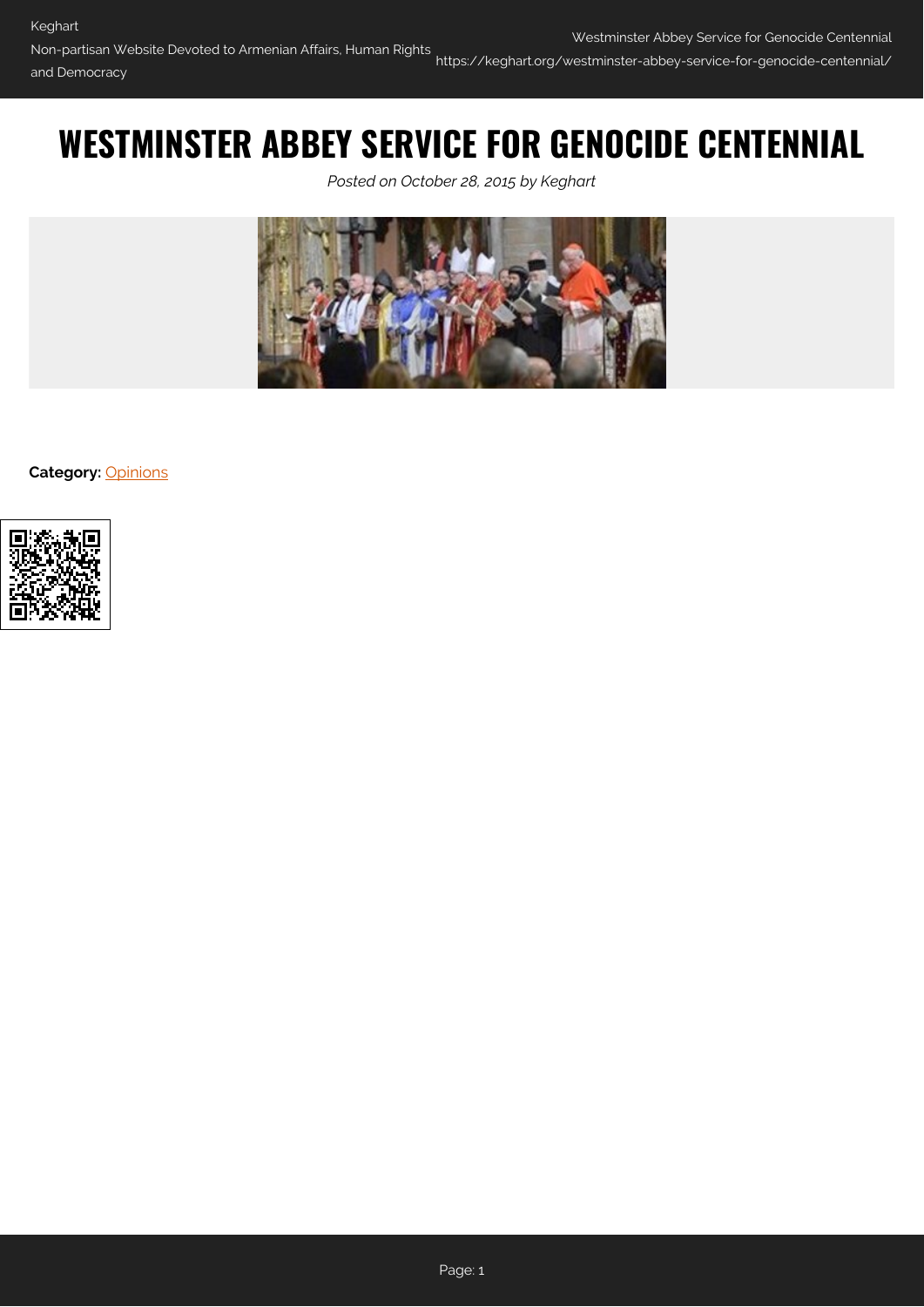# WESTMINSTER ABBEY SERVICE FOR GENOCIDE CENTENNIAL

*Posted on October 28, 2015 by Keghart*

**Category:** Opinions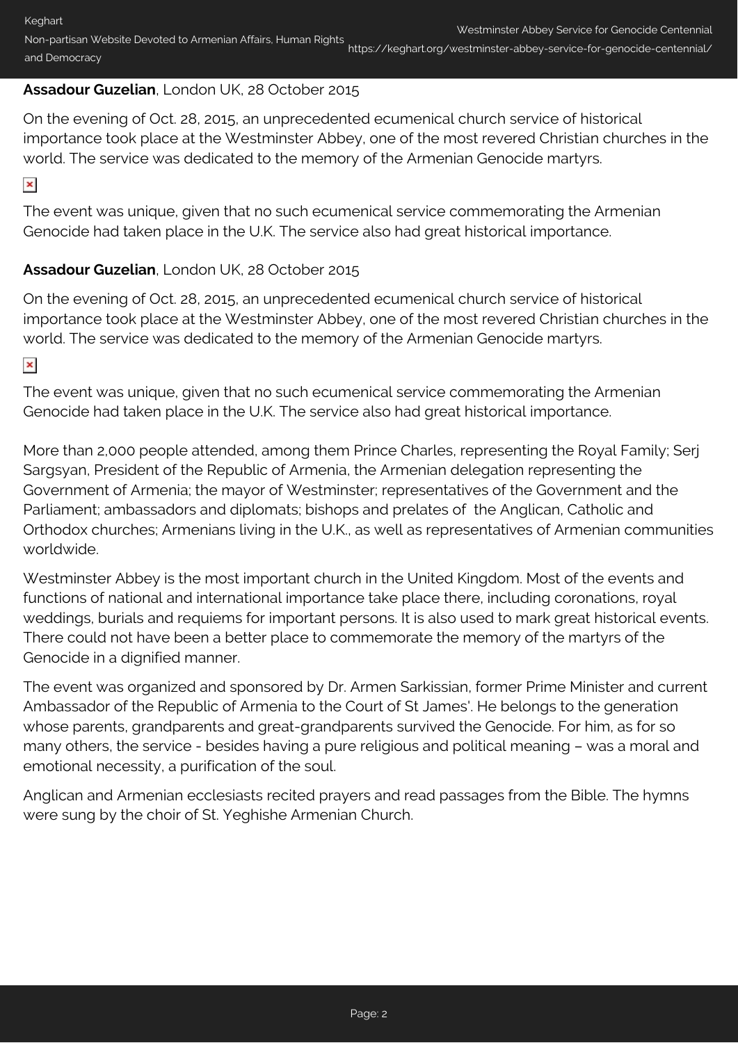**Assadour Guzelian**, London UK, 28 October 2015

On the evening of Oct. 28, 2015, an unprecedented ecumenical church service of historical importance took place at the Westminster Abbey, one of the most revered Christian churches in the world. The service was dedicated to the memory of the Armenian Genocide martyrs.

The event was unique, given that no such ecumenical service commemorating the Armenian Genocide had taken place in the U.K. The service also had great historical importance.

**Assadour Guzelian**, London UK, 28 October 2015

On the evening of Oct. 28, 2015, an unprecedented ecumenical church service of historical importance took place at the Westminster Abbey, one of the most revered Christian churches in the world. The service was dedicated to the memory of the Armenian Genocide martyrs.

The event was unique, given that no such ecumenical service commemorating the Armenian Genocide had taken place in the U.K. The service also had great historical importance.

More than 2,000 people attended, among them Prince Charles, representing the Royal Family; Serj Sargsyan, President of the Republic of Armenia, the Armenian delegation representing the Government of Armenia; the mayor of Westminster; representatives of the Government and the Parliament; ambassadors and diplomats; bishops and prelates of the Anglican, Catholic and Orthodox churches; Armenians living in the U.K., as well as representatives of Armenian communities worldwide.

Westminster Abbey is the most important church in the United Kingdom. Most of the events and functions of national and international importance take place there, including coronations, royal weddings, burials and requiems for important persons. It is also used to mark great historical events. There could not have been a better place to commemorate the memory of the martyrs of the Genocide in a dignified manner.

The event was organized and sponsored by Dr. Armen Sarkissian, former Prime Minister and current Ambassador of the Republic of Armenia to the Court of St James'. He belongs to the generation whose parents, grandparents and great-grandparents survived the Genocide. For him, as for so many others, the service - besides having a pure religious and political meaning – was a moral and emotional necessity, a purification of the soul.

Anglican and Armenian ecclesiasts recited prayers and read passages from the Bible. The hymns were sung by the choir of St. Yeghishe Armenian Church.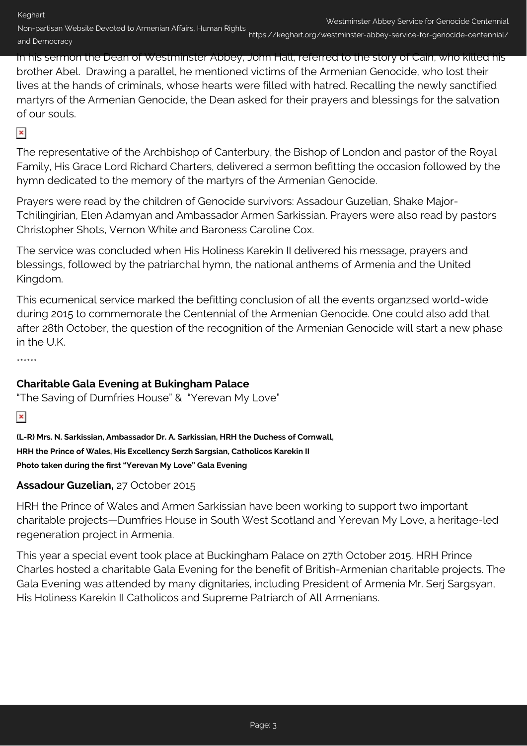In his sermon the Dean of Westminster Abbey, John Hall, referred to the story of Cain, who killed his brother Abel. Drawing a parallel, he mentioned victims of the Armenian Genocide, who lost their lives at the hands of criminals, whose hearts were filled with hatred. Recalling the newly sanctified martyrs of the Armenian Genocide, the Dean asked for their prayers and blessings for the salvation of our souls.

The representative of the Archbishop of Canterbury, the Bishop of London and pastor of the Royal Family, His Grace Lord Richard Charters, delivered a sermon befitting the occasion followed by the hymn dedicated to the memory of the martyrs of the Armenian Genocide.

Prayers were read by the children of Genocide survivors: Assadour Guzelian, Shake Major-Tchilingirian, Elen Adamyan and Ambassador Armen Sarkissian. Prayers were also read by pastors Christopher Shots, Vernon White and Baroness Caroline Cox.

The service was concluded when His Holiness Karekin II delivered his message, prayers and blessings, followed by the patriarchal hymn, the national anthems of Armenia and the United Kingdom.

This ecumenical service marked the befitting conclusion of all the events organzsed world-wide during 2015 to commemorate the Centennial of the Armenian Genocide. One could also add that after 28th October, the question of the recognition of the Armenian Genocide will start a new phase in the U.K.

******

**Charitable Gala Evening at Bukingham Palace**

"The Saving of Dumfries House" & "Yerevan My Love"

**(L-R) Mrs. N. Sarkissian, Ambassador Dr. A. Sarkissian, HRH the Duchess of Cornwall,**
**HRH the Prince of Wales, His Excellency Serzh Sargsian, Catholicos Karekin II**
**Photo taken during the first "Yerevan My Love" Gala Evening**

**Assadour Guzelian,** 27 October 2015

HRH the Prince of Wales and Armen Sarkissian have been working to support two important charitable projects—Dumfries House in South West Scotland and Yerevan My Love, a heritage-led regeneration project in Armenia.

This year a special event took place at Buckingham Palace on 27th October 2015. HRH Prince Charles hosted a charitable Gala Evening for the benefit of British-Armenian charitable projects. The Gala Evening was attended by many dignitaries, including President of Armenia Mr. Serj Sargsyan, His Holiness Karekin II Catholicos and Supreme Patriarch of All Armenians.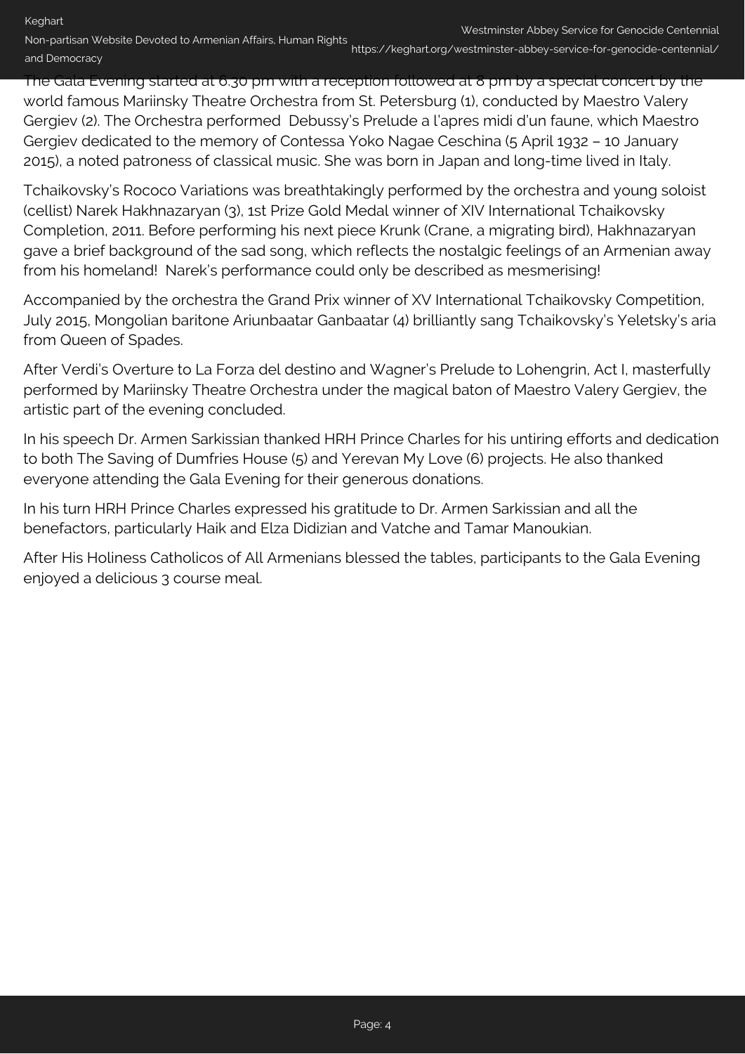The Gala Evening started at 6.30 pm with a reception followed at 8 pm by a special concert by the world famous Mariinsky Theatre Orchestra from St. Petersburg (1), conducted by Maestro Valery Gergiev (2). The Orchestra performed  Debussy's Prelude a l'apres midi d'un faune, which Maestro Gergiev dedicated to the memory of Contessa Yoko Nagae Ceschina (5 April 1932 – 10 January 2015), a noted patroness of classical music. She was born in Japan and long-time lived in Italy.

Tchaikovsky's Rococo Variations was breathtakingly performed by the orchestra and young soloist (cellist) Narek Hakhnazaryan (3), 1st Prize Gold Medal winner of XIV International Tchaikovsky Completion, 2011. Before performing his next piece Krunk (Crane, a migrating bird), Hakhnazaryan gave a brief background of the sad song, which reflects the nostalgic feelings of an Armenian away from his homeland!  Narek's performance could only be described as mesmerising!

Accompanied by the orchestra the Grand Prix winner of XV International Tchaikovsky Competition, July 2015, Mongolian baritone Ariunbaatar Ganbaatar (4) brilliantly sang Tchaikovsky's Yeletsky's aria from Queen of Spades.

After Verdi's Overture to La Forza del destino and Wagner's Prelude to Lohengrin, Act I, masterfully performed by Mariinsky Theatre Orchestra under the magical baton of Maestro Valery Gergiev, the artistic part of the evening concluded.

In his speech Dr. Armen Sarkissian thanked HRH Prince Charles for his untiring efforts and dedication to both The Saving of Dumfries House (5) and Yerevan My Love (6) projects. He also thanked everyone attending the Gala Evening for their generous donations.

In his turn HRH Prince Charles expressed his gratitude to Dr. Armen Sarkissian and all the benefactors, particularly Haik and Elza Didizian and Vatche and Tamar Manoukian.

After His Holiness Catholicos of All Armenians blessed the tables, participants to the Gala Evening enjoyed a delicious 3 course meal.